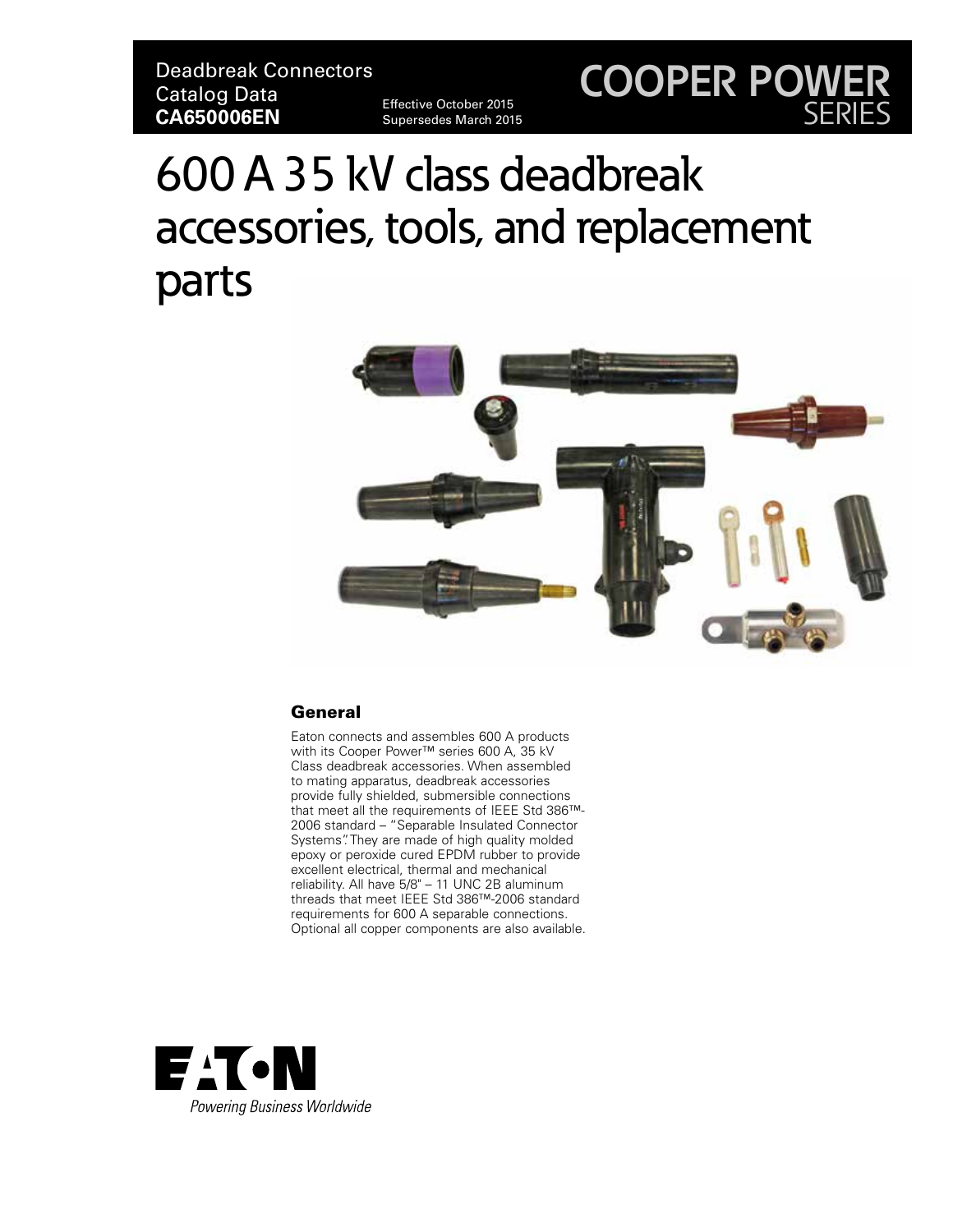Deadbreak Connectors
Catalog Data
**CA650006EN**

Effective October 2015
Supersedes March 2015

COOPER POWER
SERIES

# 600 A 35 kV class deadbreak accessories, tools, and replacement parts

## General

Eaton connects and assembles 600 A products with its Cooper Power™ series 600 A, 35 kV Class deadbreak accessories. When assembled to mating apparatus, deadbreak accessories provide fully shielded, submersible connections that meet all the requirements of IEEE Std 386™-2006 standard – "Separable Insulated Connector Systems". They are made of high quality molded epoxy or peroxide cured EPDM rubber to provide excellent electrical, thermal and mechanical reliability. All have 5/8" – 11 UNC 2B aluminum threads that meet IEEE Std 386™-2006 standard requirements for 600 A separable connections. Optional all copper components are also available.

EATON
*Powering Business Worldwide*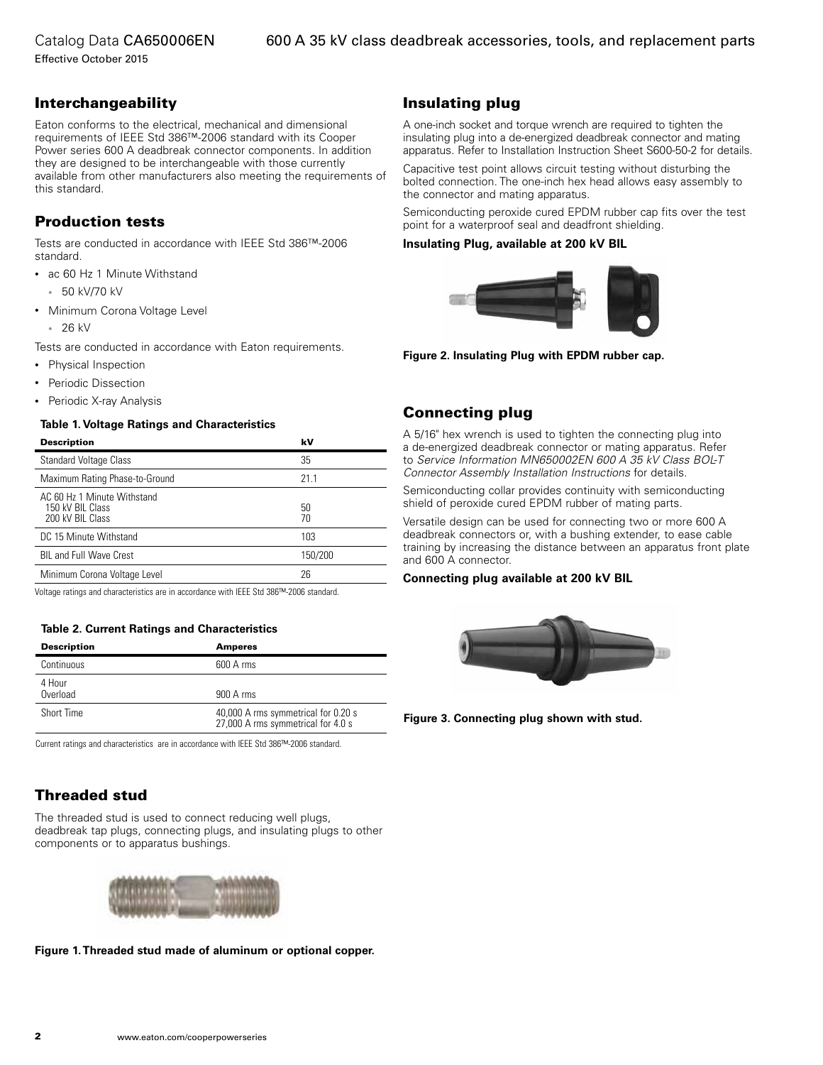## Interchangeability

Eaton conforms to the electrical, mechanical and dimensional requirements of IEEE Std 386™-2006 standard with its Cooper Power series 600 A deadbreak connector components. In addition they are designed to be interchangeable with those currently available from other manufacturers also meeting the requirements of this standard.

## Production tests

Tests are conducted in accordance with IEEE Std 386™-2006 standard.

- ac 60 Hz 1 Minute Withstand
  - 50 kV/70 kV
- Minimum Corona Voltage Level
  - 26 kV

Tests are conducted in accordance with Eaton requirements.

- Physical Inspection
- Periodic Dissection
- Periodic X-ray Analysis

**Table 1. Voltage Ratings and Characteristics**

| Description | kV |
|---|---|
| Standard Voltage Class | 35 |
| Maximum Rating Phase-to-Ground | 21.1 |
| AC 60 Hz 1 Minute Withstand<br>150 kV BIL Class<br>200 kV BIL Class | <br>50<br>70 |
| DC 15 Minute Withstand | 103 |
| BIL and Full Wave Crest | 150/200 |
| Minimum Corona Voltage Level | 26 |

Voltage ratings and characteristics are in accordance with IEEE Std 386™-2006 standard.

**Table 2. Current Ratings and Characteristics**

| Description | Amperes |
|---|---|
| Continuous | 600 A rms |
| 4 Hour<br>Overload | 900 A rms |
| Short Time | 40,000 A rms symmetrical for 0.20 s<br>27,000 A rms symmetrical for 4.0 s |

Current ratings and characteristics are in accordance with IEEE Std 386™-2006 standard.

## Threaded stud

The threaded stud is used to connect reducing well plugs, deadbreak tap plugs, connecting plugs, and insulating plugs to other components or to apparatus bushings.

**Figure 1. Threaded stud made of aluminum or optional copper.**

## Insulating plug

A one-inch socket and torque wrench are required to tighten the insulating plug into a de-energized deadbreak connector and mating apparatus. Refer to Installation Instruction Sheet S600-50-2 for details.

Capacitive test point allows circuit testing without disturbing the bolted connection. The one-inch hex head allows easy assembly to the connector and mating apparatus.

Semiconducting peroxide cured EPDM rubber cap fits over the test point for a waterproof seal and deadfront shielding.

**Insulating Plug, available at 200 kV BIL**

**Figure 2. Insulating Plug with EPDM rubber cap.**

## Connecting plug

A 5/16" hex wrench is used to tighten the connecting plug into a de-energized deadbreak connector or mating apparatus. Refer to *Service Information MN650002EN 600 A 35 kV Class BOL-T Connector Assembly Installation Instructions* for details.

Semiconducting collar provides continuity with semiconducting shield of peroxide cured EPDM rubber of mating parts.

Versatile design can be used for connecting two or more 600 A deadbreak connectors or, with a bushing extender, to ease cable training by increasing the distance between an apparatus front plate and 600 A connector.

**Connecting plug available at 200 kV BIL**

**Figure 3. Connecting plug shown with stud.**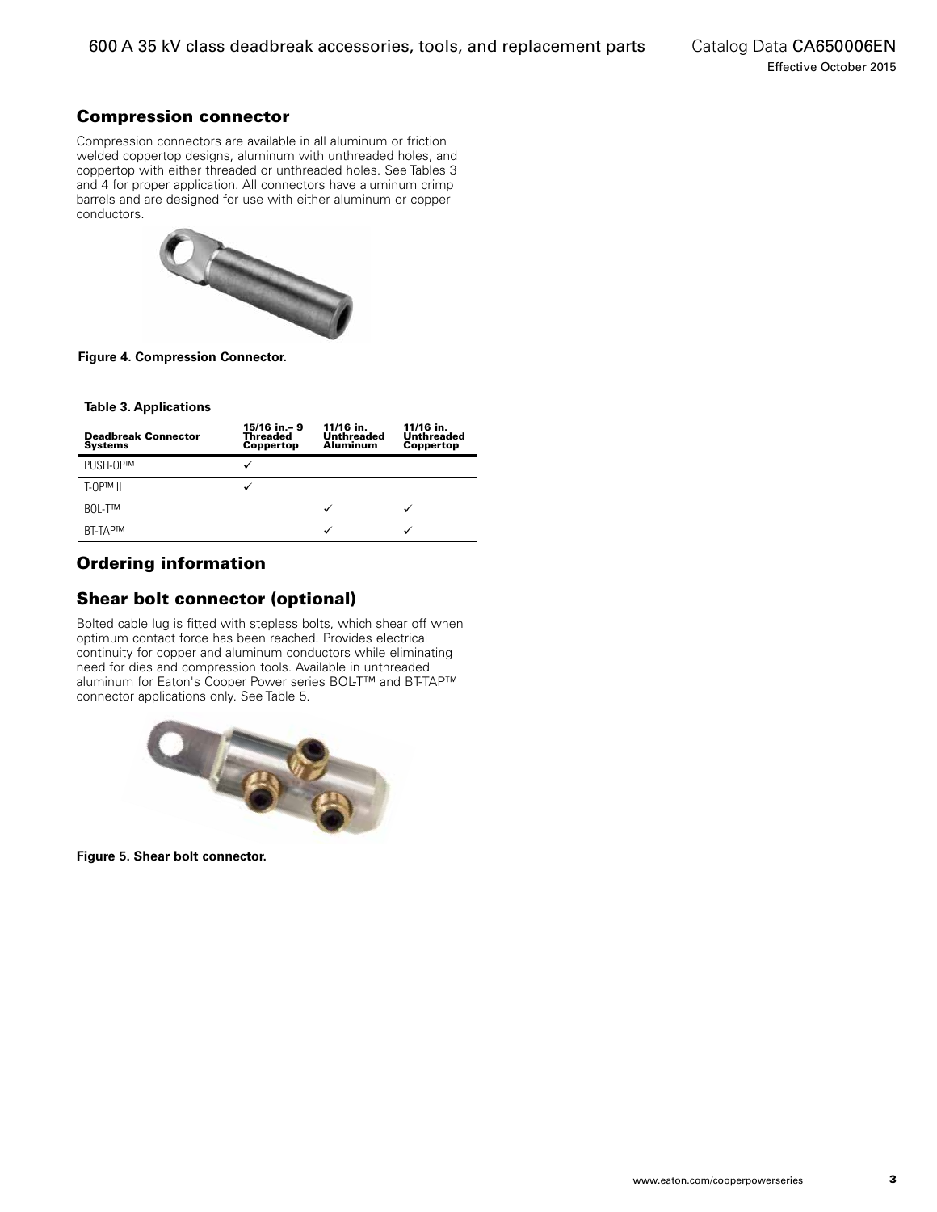## Compression connector

Compression connectors are available in all aluminum or friction welded coppertop designs, aluminum with unthreaded holes, and coppertop with either threaded or unthreaded holes. See Tables 3 and 4 for proper application. All connectors have aluminum crimp barrels and are designed for use with either aluminum or copper conductors.

**Figure 4. Compression Connector.**

**Table 3. Applications**

| Deadbreak Connector Systems | 15/16 in.– 9 Threaded Coppertop | 11/16 in. Unthreaded Aluminum | 11/16 in. Unthreaded Coppertop |
|---|---|---|---|
| PUSH-OP™ | ✓ | | |
| T-OP™ II | ✓ | | |
| BOL-T™ | | ✓ | ✓ |
| BT-TAP™ | | ✓ | ✓ |

## Ordering information

## Shear bolt connector (optional)

Bolted cable lug is fitted with stepless bolts, which shear off when optimum contact force has been reached. Provides electrical continuity for copper and aluminum conductors while eliminating need for dies and compression tools. Available in unthreaded aluminum for Eaton's Cooper Power series BOL-T™ and BT-TAP™ connector applications only. See Table 5.

**Figure 5. Shear bolt connector.**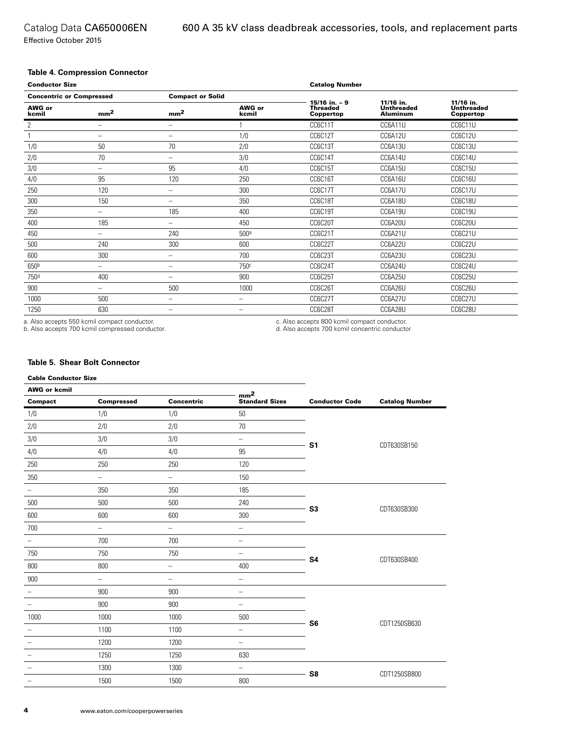### Table 4. Compression Connector

| Conductor Size | | | | Catalog Number | | |
|---|---|---|---|---|---|---|
| Concentric or Compressed | | Compact or Solid | | | | |
| AWG or kcmil | mm² | mm² | AWG or kcmil | 15/16 in. – 9 Threaded Coppertop | 11/16 in. Unthreaded Aluminum | 11/16 in. Unthreaded Coppertop |
| 2 | – | – | 1 | CC6C11T | CC6A11U | CC6C11U |
| 1 | – | – | 1/0 | CC6C12T | CC6A12U | CC6C12U |
| 1/0 | 50 | 70 | 2/0 | CC6C13T | CC6A13U | CC6C13U |
| 2/0 | 70 | – | 3/0 | CC6C14T | CC6A14U | CC6C14U |
| 3/0 | – | 95 | 4/0 | CC6C15T | CC6A15U | CC6C15U |
| 4/0 | 95 | 120 | 250 | CC6C16T | CC6A16U | CC6C16U |
| 250 | 120 | – | 300 | CC6C17T | CC6A17U | CC6C17U |
| 300 | 150 | – | 350 | CC6C18T | CC6A18U | CC6C18U |
| 350 | – | 185 | 400 | CC6C19T | CC6A19U | CC6C19U |
| 400 | 185 | – | 450 | CC6C20T | CC6A20U | CC6C20U |
| 450 | – | 240 | 500[a] | CC6C21T | CC6A21U | CC6C21U |
| 500 | 240 | 300 | 600 | CC6C22T | CC6A22U | CC6C22U |
| 600 | 300 | – | 700 | CC6C23T | CC6A23U | CC6C23U |
| 650[b] | – | – | 750[c] | CC6C24T | CC6A24U | CC6C24U |
| 750[d] | 400 | – | 900 | CC6C25T | CC6A25U | CC6C25U |
| 900 | – | 500 | 1000 | CC6C26T | CC6A26U | CC6C26U |
| 1000 | 500 | – | – | CC6C27T | CC6A27U | CC6C27U |
| 1250 | 630 | – | – | CC6C28T | CC6A28U | CC6C28U |

a. Also accepts 550 kcmil compact conductor.
b. Also accepts 700 kcmil compressed conductor.
c. Also accepts 800 kcmil compact conductor.
d. Also accepts 700 kcmil concentric conductor

### Table 5. Shear Bolt Connector

| Cable Conductor Size | | | | | |
|---|---|---|---|---|---|
| AWG or kcmil | | | mm² | | |
| Compact | Compressed | Concentric | Standard Sizes | Conductor Code | Catalog Number |
| 1/0 | 1/0 | 1/0 | 50 | S1 | CDT630SB150 |
| 2/0 | 2/0 | 2/0 | 70 | | |
| 3/0 | 3/0 | 3/0 | – | | |
| 4/0 | 4/0 | 4/0 | 95 | | |
| 250 | 250 | 250 | 120 | | |
| 350 | – | – | 150 | | |
| – | 350 | 350 | 185 | S3 | CDT630SB300 |
| 500 | 500 | 500 | 240 | | |
| 600 | 600 | 600 | 300 | | |
| 700 | – | – | – | | |
| – | 700 | 700 | – | S4 | CDT630SB400 |
| 750 | 750 | 750 | – | | |
| 800 | 800 | – | 400 | | |
| 900 | – | – | – | | |
| – | 900 | 900 | – | S6 | CDT1250SB630 |
| – | 900 | 900 | – | | |
| 1000 | 1000 | 1000 | 500 | | |
| – | 1100 | 1100 | – | | |
| – | 1200 | 1200 | – | | |
| – | 1250 | 1250 | 630 | | |
| – | 1300 | 1300 | – | S8 | CDT1250SB800 |
| – | 1500 | 1500 | 800 | | |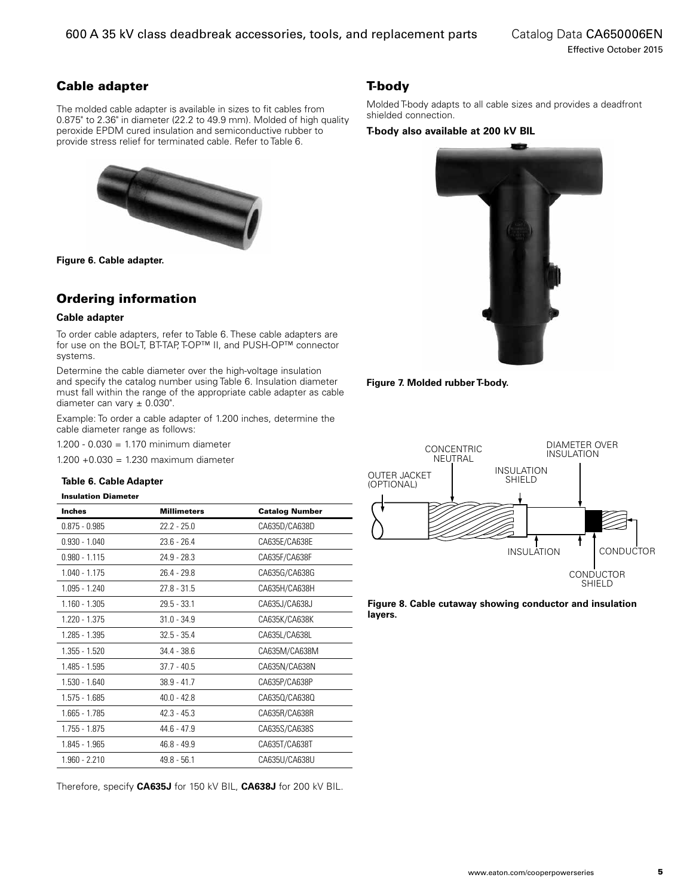## Cable adapter

The molded cable adapter is available in sizes to fit cables from 0.875" to 2.36" in diameter (22.2 to 49.9 mm). Molded of high quality peroxide EPDM cured insulation and semiconductive rubber to provide stress relief for terminated cable. Refer to Table 6.

**Figure 6. Cable adapter.**

## Ordering information

### Cable adapter

To order cable adapters, refer to Table 6. These cable adapters are for use on the BOL-T, BT-TAP, T-OP™ II, and PUSH-OP™ connector systems.

Determine the cable diameter over the high-voltage insulation and specify the catalog number using Table 6. Insulation diameter must fall within the range of the appropriate cable adapter as cable diameter can vary ± 0.030".

Example: To order a cable adapter of 1.200 inches, determine the cable diameter range as follows:

1.200 - 0.030 = 1.170 minimum diameter

1.200 +0.030 = 1.230 maximum diameter

**Table 6. Cable Adapter**

| Insulation Diameter | | |
|---|---|---|
| **Inches** | **Millimeters** | **Catalog Number** |
| 0.875 - 0.985 | 22.2 - 25.0 | CA635D/CA638D |
| 0.930 - 1.040 | 23.6 - 26.4 | CA635E/CA638E |
| 0.980 - 1.115 | 24.9 - 28.3 | CA635F/CA638F |
| 1.040 - 1.175 | 26.4 - 29.8 | CA635G/CA638G |
| 1.095 - 1.240 | 27.8 - 31.5 | CA635H/CA638H |
| 1.160 - 1.305 | 29.5 - 33.1 | CA635J/CA638J |
| 1.220 - 1.375 | 31.0 - 34.9 | CA635K/CA638K |
| 1.285 - 1.395 | 32.5 - 35.4 | CA635L/CA638L |
| 1.355 - 1.520 | 34.4 - 38.6 | CA635M/CA638M |
| 1.485 - 1.595 | 37.7 - 40.5 | CA635N/CA638N |
| 1.530 - 1.640 | 38.9 - 41.7 | CA635P/CA638P |
| 1.575 - 1.685 | 40.0 - 42.8 | CA635Q/CA638Q |
| 1.665 - 1.785 | 42.3 - 45.3 | CA635R/CA638R |
| 1.755 - 1.875 | 44.6 - 47.9 | CA635S/CA638S |
| 1.845 - 1.965 | 46.8 - 49.9 | CA635T/CA638T |
| 1.960 - 2.210 | 49.8 - 56.1 | CA635U/CA638U |

Therefore, specify **CA635J** for 150 kV BIL, **CA638J** for 200 kV BIL.

## T-body

Molded T-body adapts to all cable sizes and provides a deadfront shielded connection.

**T-body also available at 200 kV BIL**

**Figure 7. Molded rubber T-body.**

OUTER JACKET (OPTIONAL)

CONCENTRIC NEUTRAL

INSULATION SHIELD

DIAMETER OVER INSULATION

INSULATION

CONDUCTOR

CONDUCTOR SHIELD

**Figure 8. Cable cutaway showing conductor and insulation layers.**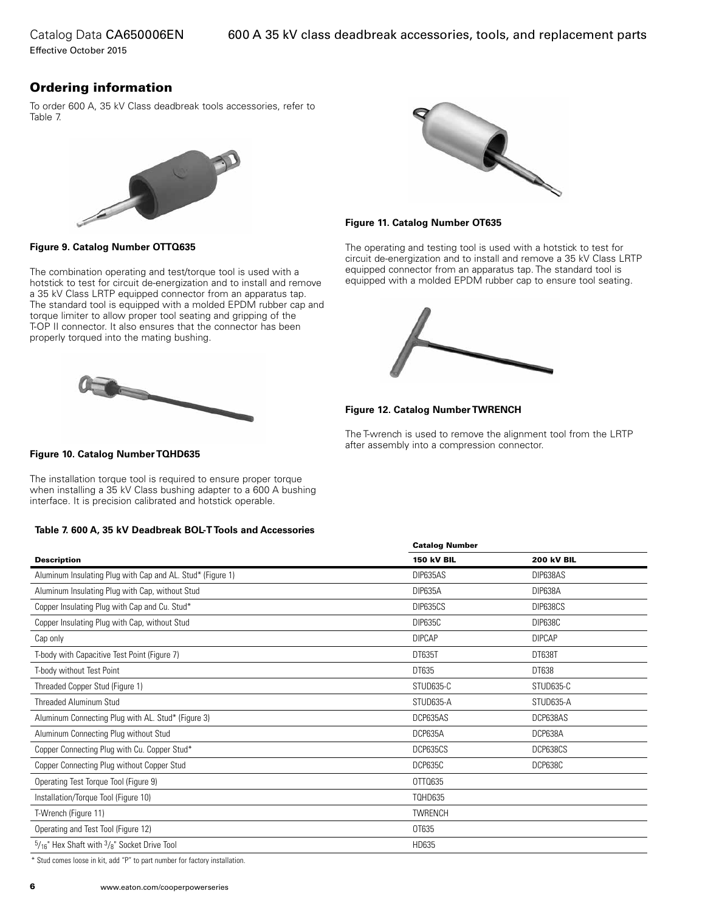## Ordering information

To order 600 A, 35 kV Class deadbreak tools accessories, refer to Table 7.

**Figure 9. Catalog Number OTTQ635**

The combination operating and test/torque tool is used with a hotstick to test for circuit de-energization and to install and remove a 35 kV Class LRTP equipped connector from an apparatus tap. The standard tool is equipped with a molded EPDM rubber cap and torque limiter to allow proper tool seating and gripping of the T-OP II connector. It also ensures that the connector has been properly torqued into the mating bushing.

**Figure 10. Catalog Number TQHD635**

The installation torque tool is required to ensure proper torque when installing a 35 kV Class bushing adapter to a 600 A bushing interface. It is precision calibrated and hotstick operable.

**Figure 11. Catalog Number OT635**

The operating and testing tool is used with a hotstick to test for circuit de-energization and to install and remove a 35 kV Class LRTP equipped connector from an apparatus tap. The standard tool is equipped with a molded EPDM rubber cap to ensure tool seating.

**Figure 12. Catalog Number TWRENCH**

The T-wrench is used to remove the alignment tool from the LRTP after assembly into a compression connector.

**Table 7. 600 A, 35 kV Deadbreak BOL-T Tools and Accessories**

| Description | Catalog Number | |
|---|---|---|
| | **150 kV BIL** | **200 kV BIL** |
| Aluminum Insulating Plug with Cap and AL. Stud* (Figure 1) | DIP635AS | DIP638AS |
| Aluminum Insulating Plug with Cap, without Stud | DIP635A | DIP638A |
| Copper Insulating Plug with Cap and Cu. Stud* | DIP635CS | DIP638CS |
| Copper Insulating Plug with Cap, without Stud | DIP635C | DIP638C |
| Cap only | DIPCAP | DIPCAP |
| T-body with Capacitive Test Point (Figure 7) | DT635T | DT638T |
| T-body without Test Point | DT635 | DT638 |
| Threaded Copper Stud (Figure 1) | STUD635-C | STUD635-C |
| Threaded Aluminum Stud | STUD635-A | STUD635-A |
| Aluminum Connecting Plug with AL. Stud* (Figure 3) | DCP635AS | DCP638AS |
| Aluminum Connecting Plug without Stud | DCP635A | DCP638A |
| Copper Connecting Plug with Cu. Copper Stud* | DCP635CS | DCP638CS |
| Copper Connecting Plug without Copper Stud | DCP635C | DCP638C |
| Operating Test Torque Tool (Figure 9) | OTTQ635 | |
| Installation/Torque Tool (Figure 10) | TQHD635 | |
| T-Wrench (Figure 11) | TWRENCH | |
| Operating and Test Tool (Figure 12) | OT635 | |
| 5/16" Hex Shaft with 3/8" Socket Drive Tool | HD635 | |

\* Stud comes loose in kit, add "P" to part number for factory installation.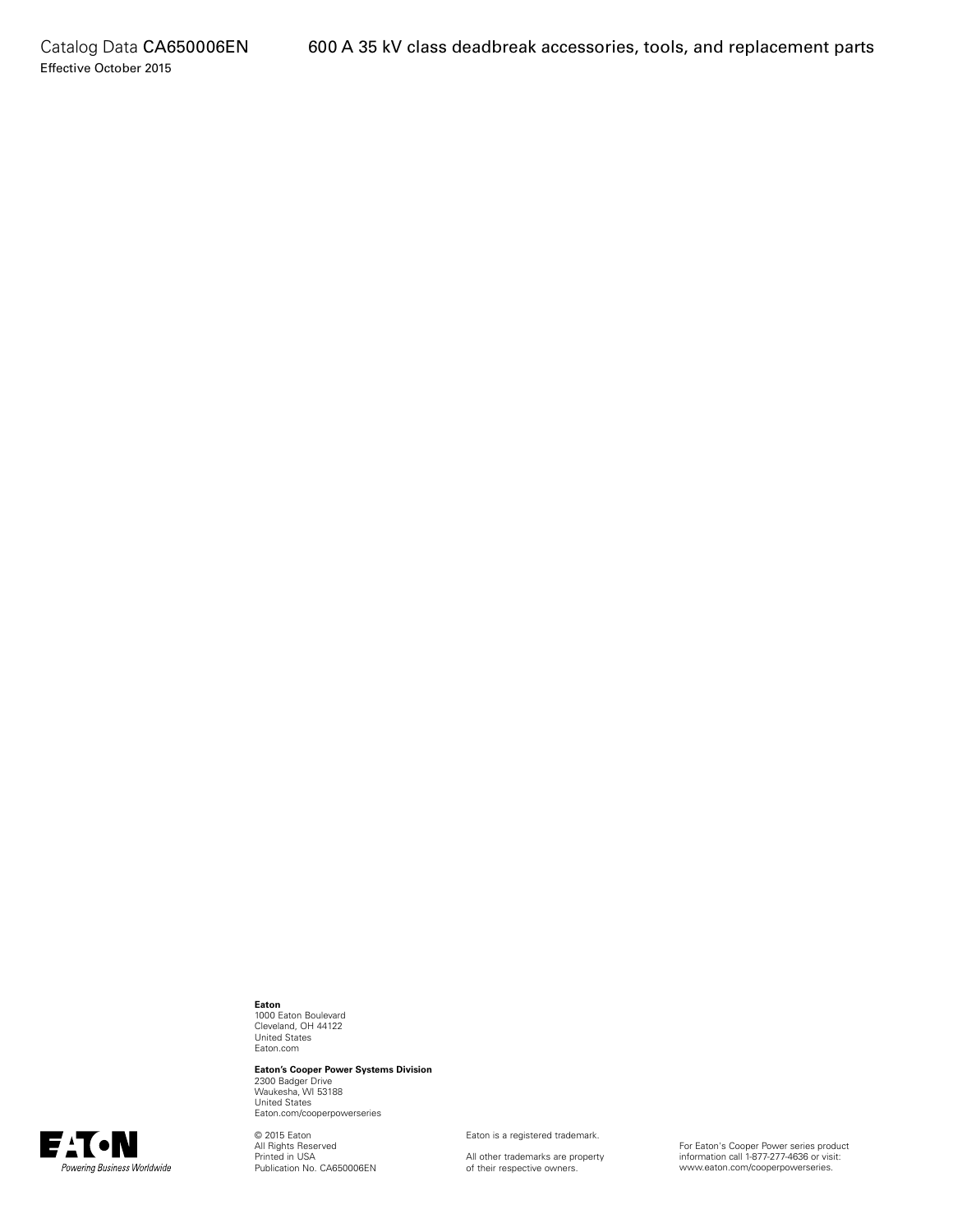**Eaton**
1000 Eaton Boulevard
Cleveland, OH 44122
United States
Eaton.com

**Eaton's Cooper Power Systems Division**
2300 Badger Drive
Waukesha, WI 53188
United States
Eaton.com/cooperpowerseries

© 2015 Eaton
All Rights Reserved
Printed in USA
Publication No. CA650006EN

Eaton is a registered trademark.

All other trademarks are property of their respective owners.

For Eaton's Cooper Power series product information call 1-877-277-4636 or visit: www.eaton.com/cooperpowerseries.

EATON
*Powering Business Worldwide*